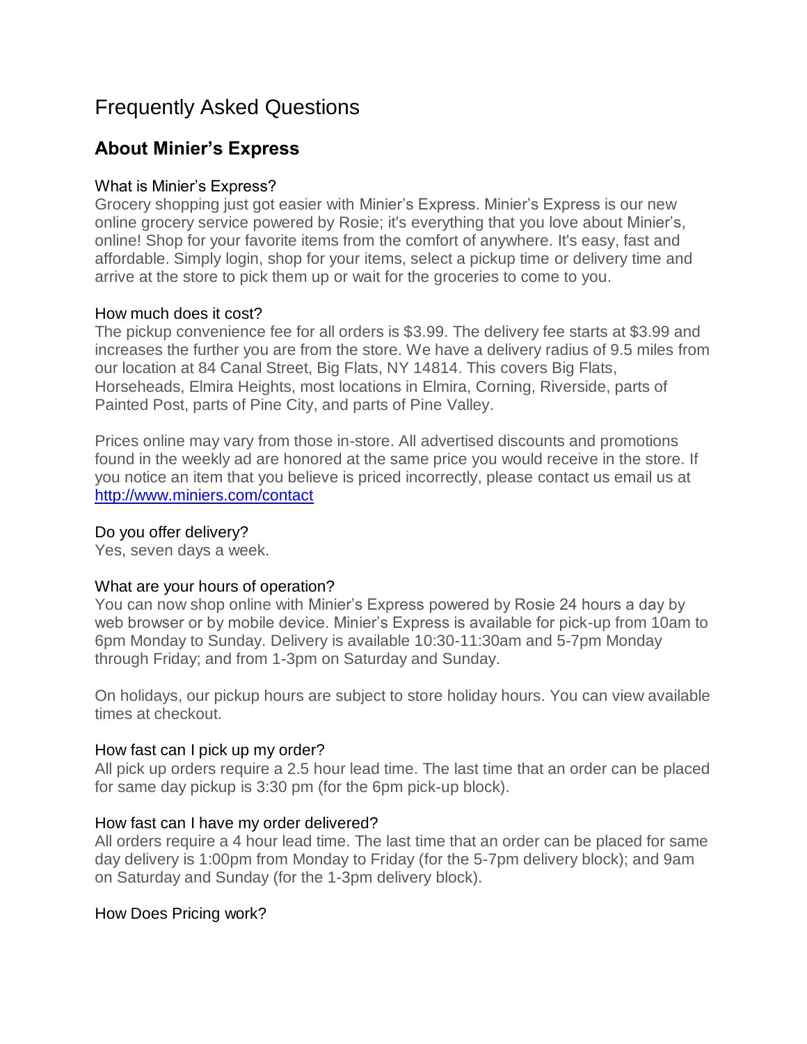# Frequently Asked Questions

## About Minier's Express

### What is Minier's Express?

Grocery shopping just got easier with Minier's Express. Minier's Express is our new online grocery service powered by Rosie; it's everything that you love about Minier's, online! Shop for your favorite items from the comfort of anywhere. It's easy, fast and affordable. Simply login, shop for your items, select a pickup time or delivery time and arrive at the store to pick them up or wait for the groceries to come to you.

### How much does it cost?

The pickup convenience fee for all orders is $3.99. The delivery fee starts at $3.99 and increases the further you are from the store. We have a delivery radius of 9.5 miles from our location at 84 Canal Street, Big Flats, NY 14814. This covers Big Flats, Horseheads, Elmira Heights, most locations in Elmira, Corning, Riverside, parts of Painted Post, parts of Pine City, and parts of Pine Valley.

Prices online may vary from those in-store. All advertised discounts and promotions found in the weekly ad are honored at the same price you would receive in the store. If you notice an item that you believe is priced incorrectly, please contact us email us at [http://www.miniers.com/contact](http://www.miniers.com/contact)

### Do you offer delivery?

Yes, seven days a week.

### What are your hours of operation?

You can now shop online with Minier's Express powered by Rosie 24 hours a day by web browser or by mobile device. Minier's Express is available for pick-up from 10am to 6pm Monday to Sunday. Delivery is available 10:30-11:30am and 5-7pm Monday through Friday; and from 1-3pm on Saturday and Sunday.

On holidays, our pickup hours are subject to store holiday hours. You can view available times at checkout.

### How fast can I pick up my order?

All pick up orders require a 2.5 hour lead time. The last time that an order can be placed for same day pickup is 3:30 pm (for the 6pm pick-up block).

### How fast can I have my order delivered?

All orders require a 4 hour lead time. The last time that an order can be placed for same day delivery is 1:00pm from Monday to Friday (for the 5-7pm delivery block); and 9am on Saturday and Sunday (for the 1-3pm delivery block).

### How Does Pricing work?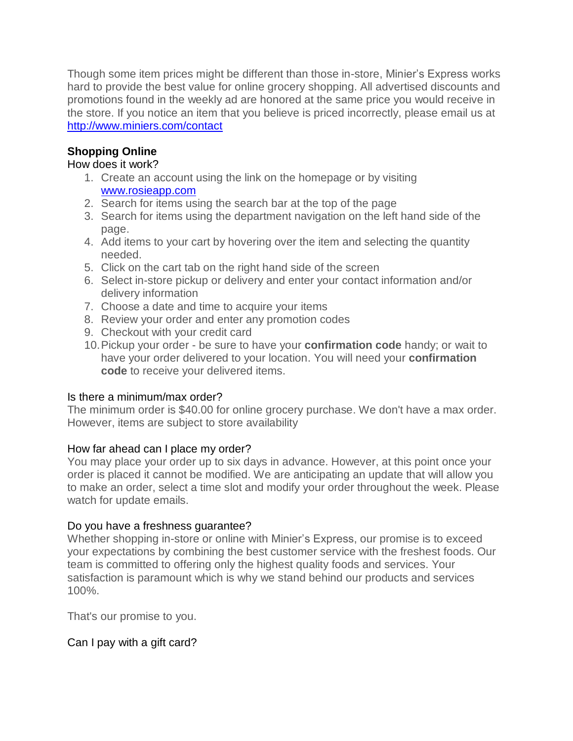Though some item prices might be different than those in-store, Minier's Express works hard to provide the best value for online grocery shopping. All advertised discounts and promotions found in the weekly ad are honored at the same price you would receive in the store. If you notice an item that you believe is priced incorrectly, please email us at [http://www.miniers.com/contact](http://www.miniers.com/contact)

**Shopping Online**

How does it work?

1. Create an account using the link on the homepage or by visiting [www.rosieapp.com](http://www.rosieapp.com)
2. Search for items using the search bar at the top of the page
3. Search for items using the department navigation on the left hand side of the page.
4. Add items to your cart by hovering over the item and selecting the quantity needed.
5. Click on the cart tab on the right hand side of the screen
6. Select in-store pickup or delivery and enter your contact information and/or delivery information
7. Choose a date and time to acquire your items
8. Review your order and enter any promotion codes
9. Checkout with your credit card
10. Pickup your order - be sure to have your **confirmation code** handy; or wait to have your order delivered to your location. You will need your **confirmation code** to receive your delivered items.

Is there a minimum/max order?

The minimum order is $40.00 for online grocery purchase. We don't have a max order. However, items are subject to store availability

How far ahead can I place my order?

You may place your order up to six days in advance. However, at this point once your order is placed it cannot be modified. We are anticipating an update that will allow you to make an order, select a time slot and modify your order throughout the week. Please watch for update emails.

Do you have a freshness guarantee?

Whether shopping in-store or online with Minier's Express, our promise is to exceed your expectations by combining the best customer service with the freshest foods. Our team is committed to offering only the highest quality foods and services. Your satisfaction is paramount which is why we stand behind our products and services 100%.

That's our promise to you.

Can I pay with a gift card?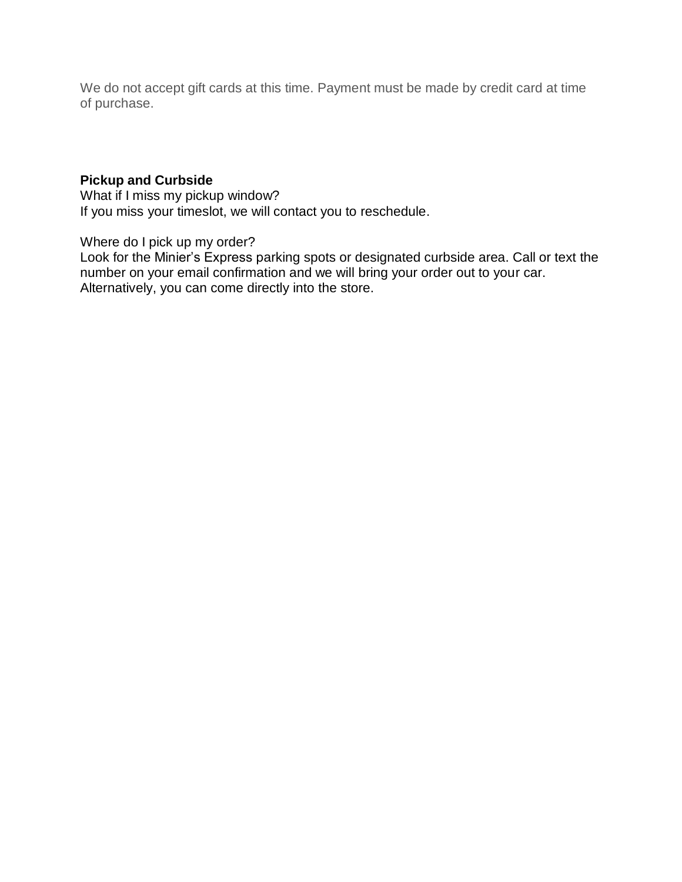We do not accept gift cards at this time. Payment must be made by credit card at time of purchase.

**Pickup and Curbside**

What if I miss my pickup window?
If you miss your timeslot, we will contact you to reschedule.

Where do I pick up my order?
Look for the Minier's Express parking spots or designated curbside area. Call or text the number on your email confirmation and we will bring your order out to your car. Alternatively, you can come directly into the store.